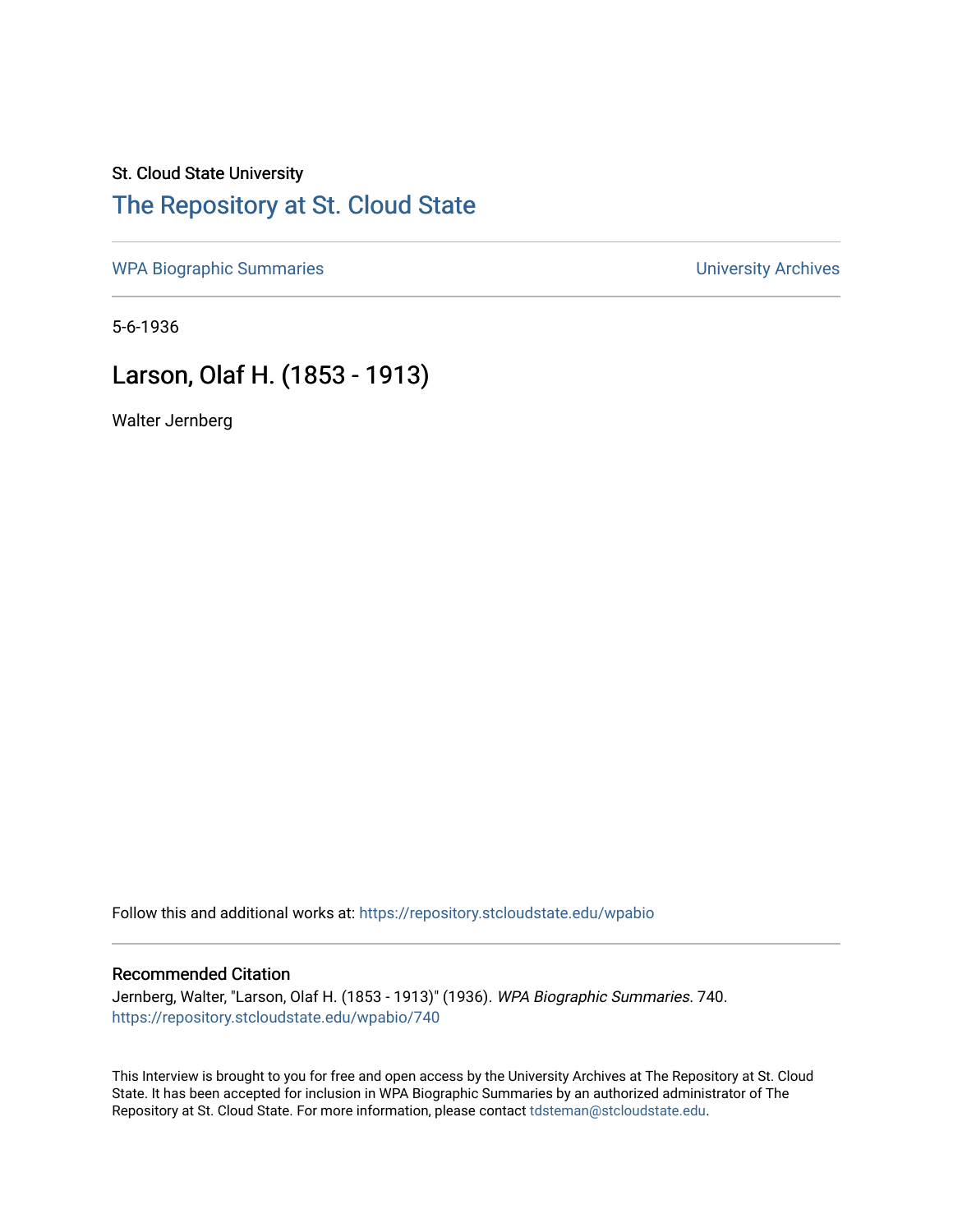St. Cloud State University

# The Repository at St. Cloud State

WPA Biographic Summaries | University Archives

5-6-1936

## Larson, Olaf H. (1853 - 1913)

Walter Jernberg

Follow this and additional works at: https://repository.stcloudstate.edu/wpabio

### Recommended Citation

Jernberg, Walter, "Larson, Olaf H. (1853 - 1913)" (1936). *WPA Biographic Summaries*. 740.
https://repository.stcloudstate.edu/wpabio/740

This Interview is brought to you for free and open access by the University Archives at The Repository at St. Cloud State. It has been accepted for inclusion in WPA Biographic Summaries by an authorized administrator of The Repository at St. Cloud State. For more information, please contact tdsteman@stcloudstate.edu.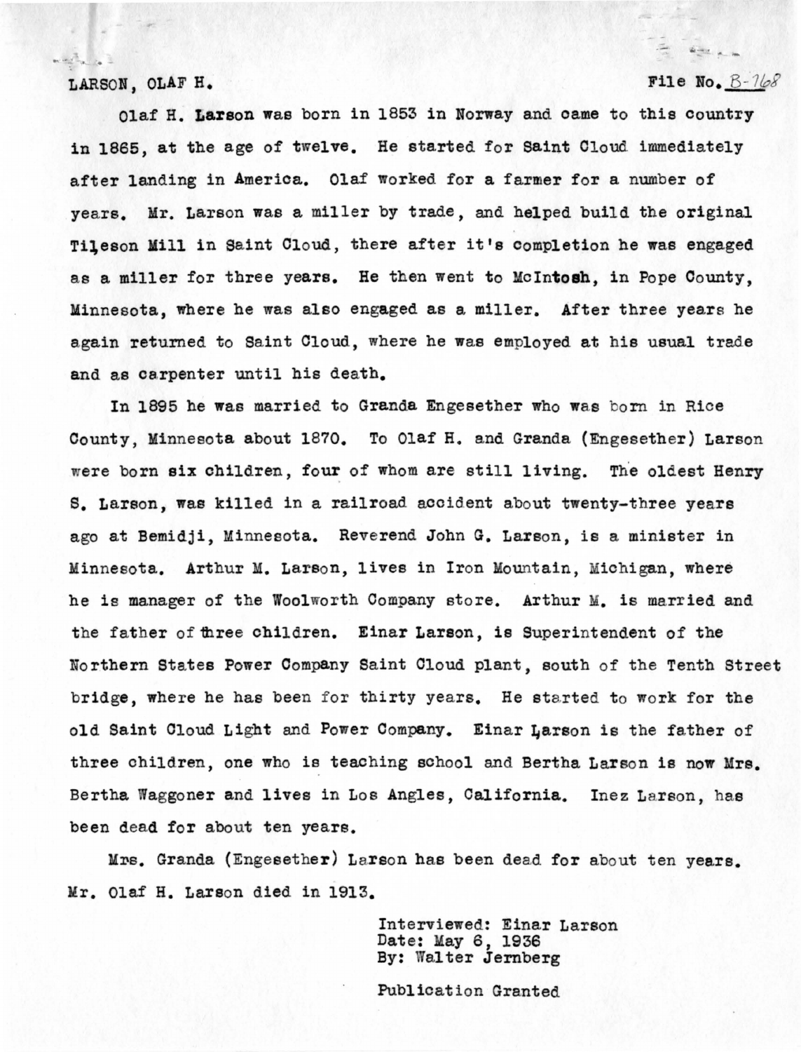LARSON, OLAF H. File No. B-768

Olaf H. Larson was born in 1853 in Norway and came to this country in 1865, at the age of twelve. He started for Saint Cloud immediately after landing in America. Olaf worked for a farmer for a number of years. Mr. Larson was a miller by trade, and helped build the original Tileson Mill in Saint Cloud, there after it's completion he was engaged as a miller for three years. He then went to McIntosh, in Pope County, Minnesota, where he was also engaged as a miller. After three years he again returned to Saint Cloud, where he was employed at his usual trade and as carpenter until his death.

In 1895 he was married to Granda Engesether who was born in Rice County, Minnesota about 1870. To Olaf H. and Granda (Engesether) Larson were born six children, four of whom are still living. The oldest Henry S. Larson, was killed in a railroad accident about twenty-three years ago at Bemidji, Minnesota. Reverend John G. Larson, is a minister in Minnesota. Arthur M. Larson, lives in Iron Mountain, Michigan, where he is manager of the Woolworth Company store. Arthur M. is married and the father of three children. Einar Larson, is Superintendent of the Northern States Power Company Saint Cloud plant, south of the Tenth Street bridge, where he has been for thirty years. He started to work for the old Saint Cloud Light and Power Company. Einar Larson is the father of three children, one who is teaching school and Bertha Larson is now Mrs. Bertha Waggoner and lives in Los Angles, California. Inez Larson, has been dead for about ten years.

Mrs. Granda (Engesether) Larson has been dead for about ten years. Mr. Olaf H. Larson died in 1913.

Interviewed: Einar Larson
Date: May 6, 1936
By: Walter Jernberg

Publication Granted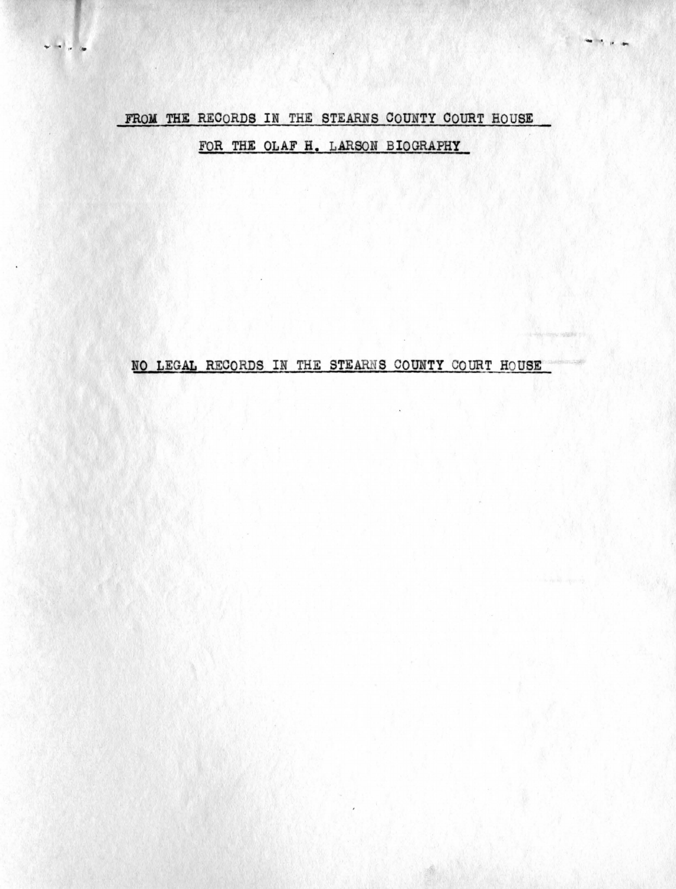FROM THE RECORDS IN THE STEARNS COUNTY COURT HOUSE

FOR THE OLAF H. LARSON BIOGRAPHY

NO LEGAL RECORDS IN THE STEARNS COUNTY COURT HOUSE